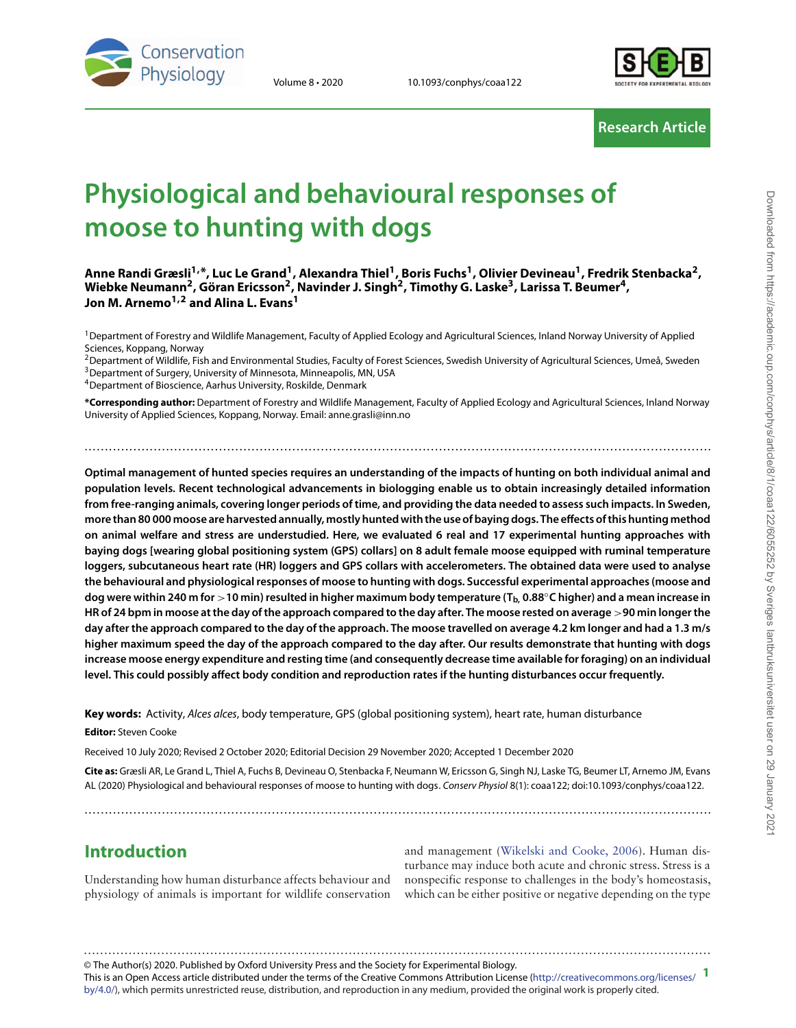Research Article

# Physiological and behavioural responses of moose to hunting with dogs

**Anne Randi Græsli[1,*], Luc Le Grand[1], Alexandra Thiel[1], Boris Fuchs[1], Olivier Devineau[1], Fredrik Stenbacka[2], Wiebke Neumann[2], Göran Ericsson[2], Navinder J. Singh[2], Timothy G. Laske[3], Larissa T. Beumer[4], Jon M. Arnemo[1,2] and Alina L. Evans[1]**

[1]Department of Forestry and Wildlife Management, Faculty of Applied Ecology and Agricultural Sciences, Inland Norway University of Applied Sciences, Koppang, Norway

[2]Department of Wildlife, Fish and Environmental Studies, Faculty of Forest Sciences, Swedish University of Agricultural Sciences, Umeå, Sweden

[3]Department of Surgery, University of Minnesota, Minneapolis, MN, USA

[4]Department of Bioscience, Aarhus University, Roskilde, Denmark

***Corresponding author:** Department of Forestry and Wildlife Management, Faculty of Applied Ecology and Agricultural Sciences, Inland Norway University of Applied Sciences, Koppang, Norway. Email: anne.grasli@inn.no

**Optimal management of hunted species requires an understanding of the impacts of hunting on both individual animal and population levels. Recent technological advancements in biologging enable us to obtain increasingly detailed information from free-ranging animals, covering longer periods of time, and providing the data needed to assess such impacts. In Sweden, more than 80 000 moose are harvested annually, mostly hunted with the use of baying dogs. The effects of this hunting method on animal welfare and stress are understudied. Here, we evaluated 6 real and 17 experimental hunting approaches with baying dogs [wearing global positioning system (GPS) collars] on 8 adult female moose equipped with ruminal temperature loggers, subcutaneous heart rate (HR) loggers and GPS collars with accelerometers. The obtained data were used to analyse the behavioural and physiological responses of moose to hunting with dogs. Successful experimental approaches (moose and dog were within 240 m for >10 min) resulted in higher maximum body temperature ($T_b$, 0.88°C higher) and a mean increase in HR of 24 bpm in moose at the day of the approach compared to the day after. The moose rested on average >90 min longer the day after the approach compared to the day of the approach. The moose travelled on average 4.2 km longer and had a 1.3 m/s higher maximum speed the day of the approach compared to the day after. Our results demonstrate that hunting with dogs increase moose energy expenditure and resting time (and consequently decrease time available for foraging) on an individual level. This could possibly affect body condition and reproduction rates if the hunting disturbances occur frequently.**

**Key words:** Activity, *Alces alces*, body temperature, GPS (global positioning system), heart rate, human disturbance

**Editor:** Steven Cooke

Received 10 July 2020; Revised 2 October 2020; Editorial Decision 29 November 2020; Accepted 1 December 2020

**Cite as:** Græsli AR, Le Grand L, Thiel A, Fuchs B, Devineau O, Stenbacka F, Neumann W, Ericsson G, Singh NJ, Laske TG, Beumer LT, Arnemo JM, Evans AL (2020) Physiological and behavioural responses of moose to hunting with dogs. *Conserv Physiol* 8(1): coaa122; doi:10.1093/conphys/coaa122.

## Introduction

Understanding how human disturbance affects behaviour and physiology of animals is important for wildlife conservation and management (Wikelski and Cooke, 2006). Human disturbance may induce both acute and chronic stress. Stress is a nonspecific response to challenges in the body's homeostasis, which can be either positive or negative depending on the type

© The Author(s) 2020. Published by Oxford University Press and the Society for Experimental Biology.
This is an Open Access article distributed under the terms of the Creative Commons Attribution License (http://creativecommons.org/licenses/by/4.0/), which permits unrestricted reuse, distribution, and reproduction in any medium, provided the original work is properly cited.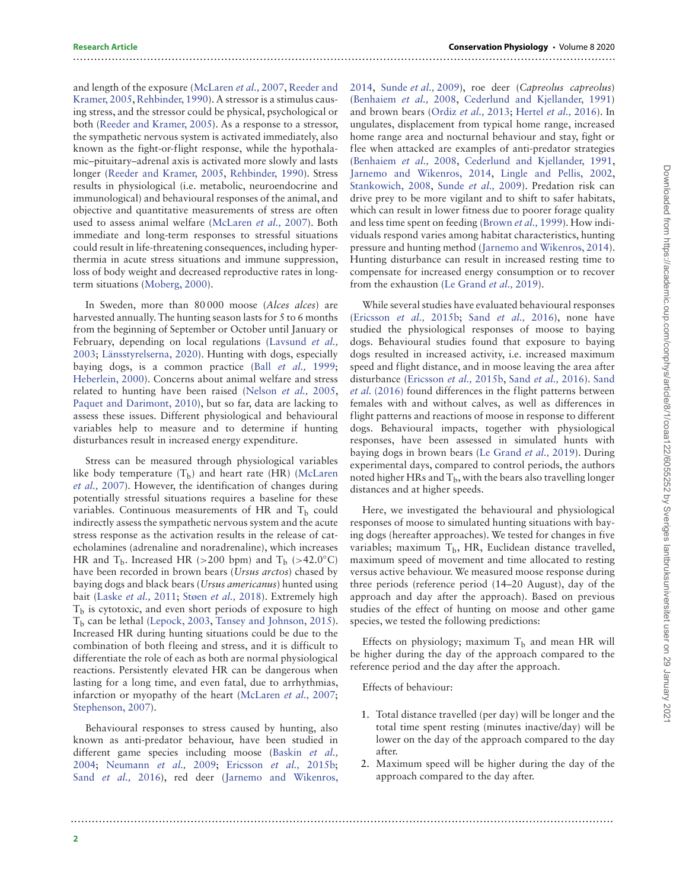and length of the exposure (McLaren *et al.,* 2007, Reeder and Kramer, 2005, Rehbinder, 1990). A stressor is a stimulus causing stress, and the stressor could be physical, psychological or both (Reeder and Kramer, 2005). As a response to a stressor, the sympathetic nervous system is activated immediately, also known as the fight-or-flight response, while the hypothalamic–pituitary–adrenal axis is activated more slowly and lasts longer (Reeder and Kramer, 2005, Rehbinder, 1990). Stress results in physiological (i.e. metabolic, neuroendocrine and immunological) and behavioural responses of the animal, and objective and quantitative measurements of stress are often used to assess animal welfare (McLaren *et al.,* 2007). Both immediate and long-term responses to stressful situations could result in life-threatening consequences, including hyperthermia in acute stress situations and immune suppression, loss of body weight and decreased reproductive rates in long-term situations (Moberg, 2000).

In Sweden, more than 80 000 moose (*Alces alces*) are harvested annually. The hunting season lasts for 5 to 6 months from the beginning of September or October until January or February, depending on local regulations (Lavsund *et al.,* 2003; Länsstyrelserna, 2020). Hunting with dogs, especially baying dogs, is a common practice (Ball *et al.,* 1999; Heberlein, 2000). Concerns about animal welfare and stress related to hunting have been raised (Nelson *et al.,* 2005, Paquet and Darimont, 2010), but so far, data are lacking to assess these issues. Different physiological and behavioural variables help to measure and to determine if hunting disturbances result in increased energy expenditure.

Stress can be measured through physiological variables like body temperature ($T_b$) and heart rate (HR) (McLaren *et al.,* 2007). However, the identification of changes during potentially stressful situations requires a baseline for these variables. Continuous measurements of HR and $T_b$ could indirectly assess the sympathetic nervous system and the acute stress response as the activation results in the release of catecholamines (adrenaline and noradrenaline), which increases HR and $T_b$. Increased HR (>200 bpm) and $T_b$ (>42.0°C) have been recorded in brown bears (*Ursus arctos*) chased by baying dogs and black bears (*Ursus americanus*) hunted using bait (Laske *et al.,* 2011; Støen *et al.,* 2018). Extremely high $T_b$ is cytotoxic, and even short periods of exposure to high $T_b$ can be lethal (Lepock, 2003, Tansey and Johnson, 2015). Increased HR during hunting situations could be due to the combination of both fleeing and stress, and it is difficult to differentiate the role of each as both are normal physiological reactions. Persistently elevated HR can be dangerous when lasting for a long time, and even fatal, due to arrhythmias, infarction or myopathy of the heart (McLaren *et al.,* 2007; Stephenson, 2007).

Behavioural responses to stress caused by hunting, also known as anti-predator behaviour, have been studied in different game species including moose (Baskin *et al.,* 2004; Neumann *et al.,* 2009; Ericsson *et al.,* 2015b; Sand *et al.,* 2016), red deer (Jarnemo and Wikenros, 2014, Sunde *et al.,* 2009), roe deer (*Capreolus capreolus*) (Benhaiem *et al.,* 2008, Cederlund and Kjellander, 1991) and brown bears (Ordiz *et al.,* 2013; Hertel *et al.,* 2016). In ungulates, displacement from typical home range, increased home range area and nocturnal behaviour and stay, fight or flee when attacked are examples of anti-predator strategies (Benhaiem *et al.,* 2008, Cederlund and Kjellander, 1991, Jarnemo and Wikenros, 2014, Lingle and Pellis, 2002, Stankowich, 2008, Sunde *et al.,* 2009). Predation risk can drive prey to be more vigilant and to shift to safer habitats, which can result in lower fitness due to poorer forage quality and less time spent on feeding (Brown *et al.,* 1999). How individuals respond varies among habitat characteristics, hunting pressure and hunting method (Jarnemo and Wikenros, 2014). Hunting disturbance can result in increased resting time to compensate for increased energy consumption or to recover from the exhaustion (Le Grand *et al.,* 2019).

While several studies have evaluated behavioural responses (Ericsson *et al.,* 2015b; Sand *et al.,* 2016), none have studied the physiological responses of moose to baying dogs. Behavioural studies found that exposure to baying dogs resulted in increased activity, i.e. increased maximum speed and flight distance, and in moose leaving the area after disturbance (Ericsson *et al.,* 2015b, Sand *et al.,* 2016). Sand *et al.* (2016) found differences in the flight patterns between females with and without calves, as well as differences in flight patterns and reactions of moose in response to different dogs. Behavioural impacts, together with physiological responses, have been assessed in simulated hunts with baying dogs in brown bears (Le Grand *et al.,* 2019). During experimental days, compared to control periods, the authors noted higher HRs and $T_b$, with the bears also travelling longer distances and at higher speeds.

Here, we investigated the behavioural and physiological responses of moose to simulated hunting situations with baying dogs (hereafter approaches). We tested for changes in five variables; maximum $T_b$, HR, Euclidean distance travelled, maximum speed of movement and time allocated to resting versus active behaviour. We measured moose response during three periods (reference period (14–20 August), day of the approach and day after the approach). Based on previous studies of the effect of hunting on moose and other game species, we tested the following predictions:

Effects on physiology; maximum $T_b$ and mean HR will be higher during the day of the approach compared to the reference period and the day after the approach.

Effects of behaviour:

1. Total distance travelled (per day) will be longer and the total time spent resting (minutes inactive/day) will be lower on the day of the approach compared to the day after.
2. Maximum speed will be higher during the day of the approach compared to the day after.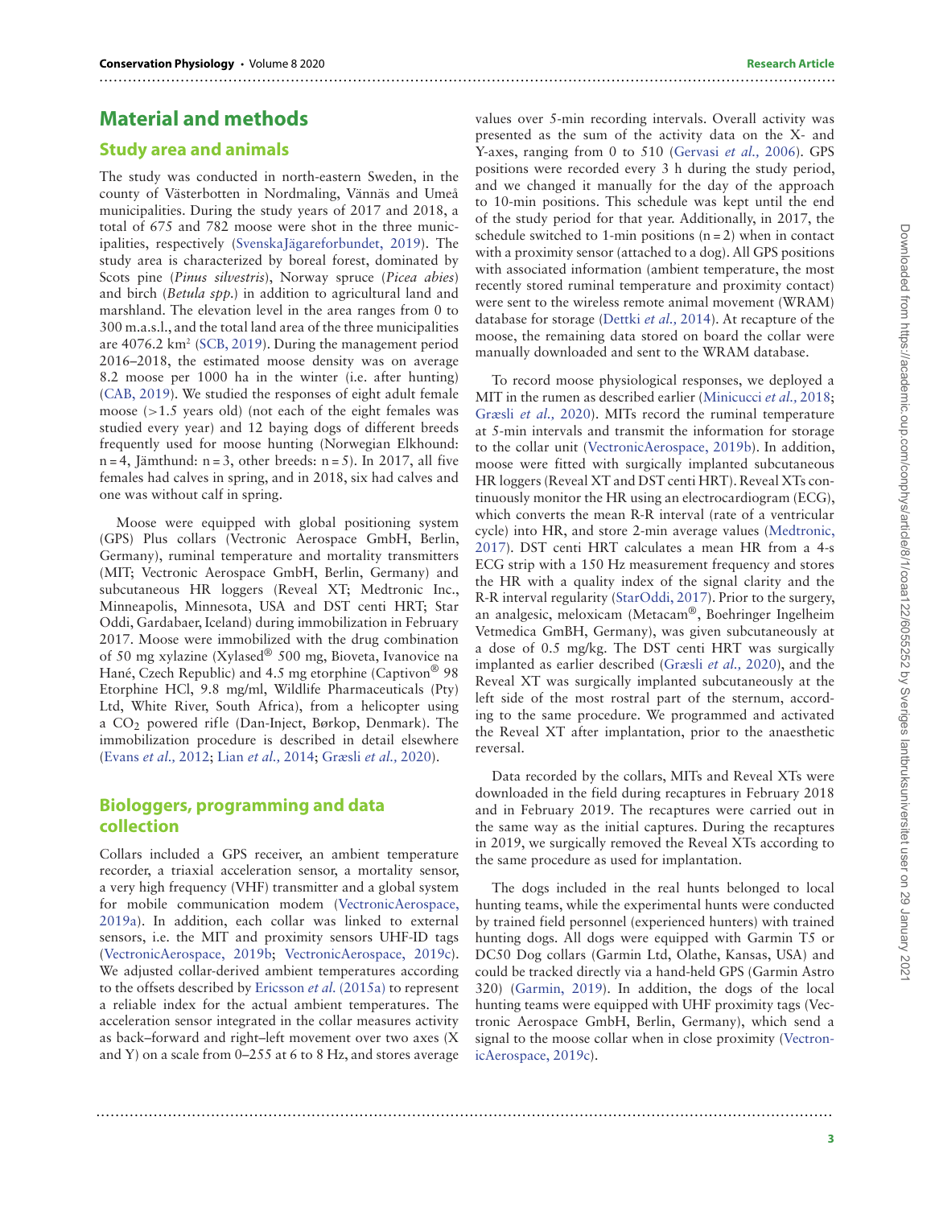# Material and methods

## Study area and animals

The study was conducted in north-eastern Sweden, in the county of Västerbotten in Nordmaling, Vännäs and Umeå municipalities. During the study years of 2017 and 2018, a total of 675 and 782 moose were shot in the three municipalities, respectively (SvenskaJägareforbundet, 2019). The study area is characterized by boreal forest, dominated by Scots pine (*Pinus silvestris*), Norway spruce (*Picea abies*) and birch (*Betula spp.*) in addition to agricultural land and marshland. The elevation level in the area ranges from 0 to 300 m.a.s.l., and the total land area of the three municipalities are 4076.2 km$^2$ (SCB, 2019). During the management period 2016–2018, the estimated moose density was on average 8.2 moose per 1000 ha in the winter (i.e. after hunting) (CAB, 2019). We studied the responses of eight adult female moose (>1.5 years old) (not each of the eight females was studied every year) and 12 baying dogs of different breeds frequently used for moose hunting (Norwegian Elkhound: n = 4, Jämthund: n = 3, other breeds: n = 5). In 2017, all five females had calves in spring, and in 2018, six had calves and one was without calf in spring.

Moose were equipped with global positioning system (GPS) Plus collars (Vectronic Aerospace GmbH, Berlin, Germany), ruminal temperature and mortality transmitters (MIT; Vectronic Aerospace GmbH, Berlin, Germany) and subcutaneous HR loggers (Reveal XT; Medtronic Inc., Minneapolis, Minnesota, USA and DST centi HRT; Star Oddi, Gardabaer, Iceland) during immobilization in February 2017. Moose were immobilized with the drug combination of 50 mg xylazine (Xylased® 500 mg, Bioveta, Ivanovice na Hané, Czech Republic) and 4.5 mg etorphine (Captivon® 98 Etorphine HCl, 9.8 mg/ml, Wildlife Pharmaceuticals (Pty) Ltd, White River, South Africa), from a helicopter using a $CO_2$ powered rifle (Dan-Inject, Børkop, Denmark). The immobilization procedure is described in detail elsewhere (Evans *et al.,* 2012; Lian *et al.,* 2014; Græsli *et al.,* 2020).

## Biologgers, programming and data collection

Collars included a GPS receiver, an ambient temperature recorder, a triaxial acceleration sensor, a mortality sensor, a very high frequency (VHF) transmitter and a global system for mobile communication modem (VectronicAerospace, 2019a). In addition, each collar was linked to external sensors, i.e. the MIT and proximity sensors UHF-ID tags (VectronicAerospace, 2019b; VectronicAerospace, 2019c). We adjusted collar-derived ambient temperatures according to the offsets described by Ericsson *et al.* (2015a) to represent a reliable index for the actual ambient temperatures. The acceleration sensor integrated in the collar measures activity as back–forward and right–left movement over two axes (X and Y) on a scale from 0–255 at 6 to 8 Hz, and stores average values over 5-min recording intervals. Overall activity was presented as the sum of the activity data on the X- and Y-axes, ranging from 0 to 510 (Gervasi *et al.,* 2006). GPS positions were recorded every 3 h during the study period, and we changed it manually for the day of the approach to 10-min positions. This schedule was kept until the end of the study period for that year. Additionally, in 2017, the schedule switched to 1-min positions (n = 2) when in contact with a proximity sensor (attached to a dog). All GPS positions with associated information (ambient temperature, the most recently stored ruminal temperature and proximity contact) were sent to the wireless remote animal movement (WRAM) database for storage (Dettki *et al.,* 2014). At recapture of the moose, the remaining data stored on board the collar were manually downloaded and sent to the WRAM database.

To record moose physiological responses, we deployed a MIT in the rumen as described earlier (Minicucci *et al.,* 2018; Græsli *et al.,* 2020). MITs record the ruminal temperature at 5-min intervals and transmit the information for storage to the collar unit (VectronicAerospace, 2019b). In addition, moose were fitted with surgically implanted subcutaneous HR loggers (Reveal XT and DST centi HRT). Reveal XTs continuously monitor the HR using an electrocardiogram (ECG), which converts the mean R-R interval (rate of a ventricular cycle) into HR, and store 2-min average values (Medtronic, 2017). DST centi HRT calculates a mean HR from a 4-s ECG strip with a 150 Hz measurement frequency and stores the HR with a quality index of the signal clarity and the R-R interval regularity (StarOddi, 2017). Prior to the surgery, an analgesic, meloxicam (Metacam®, Boehringer Ingelheim Vetmedica GmbH, Germany), was given subcutaneously at a dose of 0.5 mg/kg. The DST centi HRT was surgically implanted as earlier described (Græsli *et al.,* 2020), and the Reveal XT was surgically implanted subcutaneously at the left side of the most rostral part of the sternum, according to the same procedure. We programmed and activated the Reveal XT after implantation, prior to the anaesthetic reversal.

Data recorded by the collars, MITs and Reveal XTs were downloaded in the field during recaptures in February 2018 and in February 2019. The recaptures were carried out in the same way as the initial captures. During the recaptures in 2019, we surgically removed the Reveal XTs according to the same procedure as used for implantation.

The dogs included in the real hunts belonged to local hunting teams, while the experimental hunts were conducted by trained field personnel (experienced hunters) with trained hunting dogs. All dogs were equipped with Garmin T5 or DC50 Dog collars (Garmin Ltd, Olathe, Kansas, USA) and could be tracked directly via a hand-held GPS (Garmin Astro 320) (Garmin, 2019). In addition, the dogs of the local hunting teams were equipped with UHF proximity tags (Vectronic Aerospace GmbH, Berlin, Germany), which send a signal to the moose collar when in close proximity (VectronicAerospace, 2019c).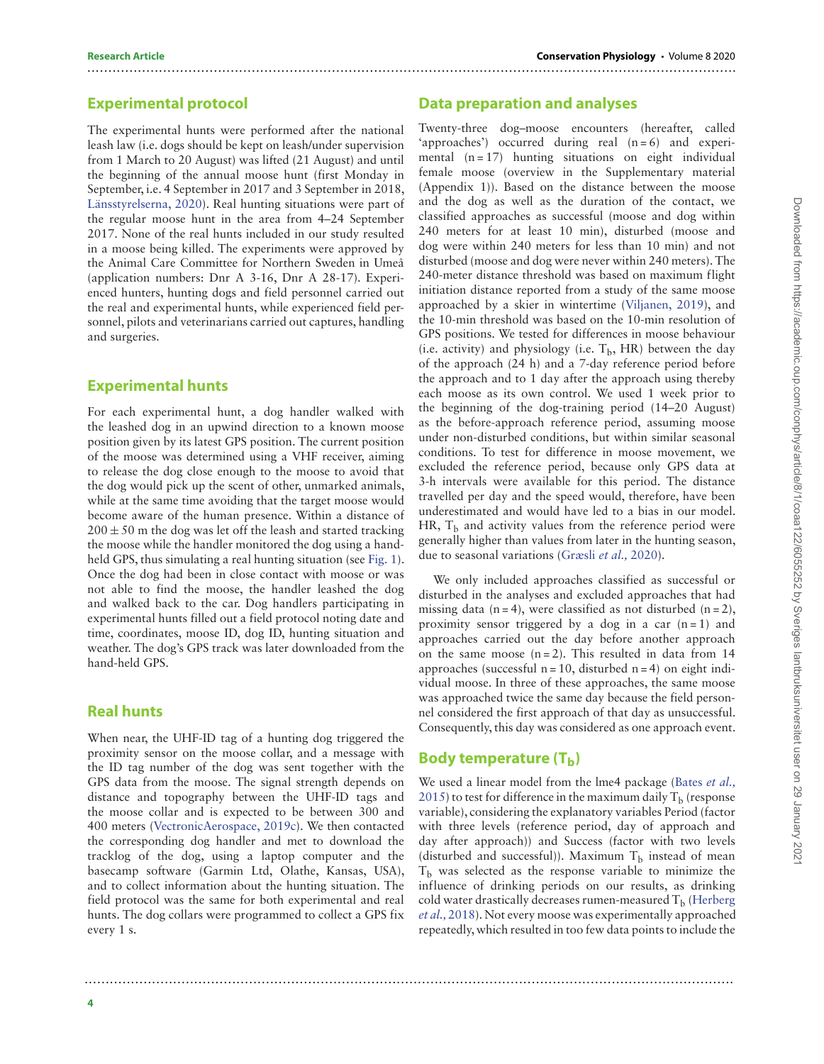## Experimental protocol

The experimental hunts were performed after the national leash law (i.e. dogs should be kept on leash/under supervision from 1 March to 20 August) was lifted (21 August) and until the beginning of the annual moose hunt (first Monday in September, i.e. 4 September in 2017 and 3 September in 2018, Länsstyrelserna, 2020). Real hunting situations were part of the regular moose hunt in the area from 4–24 September 2017. None of the real hunts included in our study resulted in a moose being killed. The experiments were approved by the Animal Care Committee for Northern Sweden in Umeå (application numbers: Dnr A 3-16, Dnr A 28-17). Experienced hunters, hunting dogs and field personnel carried out the real and experimental hunts, while experienced field personnel, pilots and veterinarians carried out captures, handling and surgeries.

## Experimental hunts

For each experimental hunt, a dog handler walked with the leashed dog in an upwind direction to a known moose position given by its latest GPS position. The current position of the moose was determined using a VHF receiver, aiming to release the dog close enough to the moose to avoid that the dog would pick up the scent of other, unmarked animals, while at the same time avoiding that the target moose would become aware of the human presence. Within a distance of $200 \pm 50$ m the dog was let off the leash and started tracking the moose while the handler monitored the dog using a hand-held GPS, thus simulating a real hunting situation (see Fig. 1). Once the dog had been in close contact with moose or was not able to find the moose, the handler leashed the dog and walked back to the car. Dog handlers participating in experimental hunts filled out a field protocol noting date and time, coordinates, moose ID, dog ID, hunting situation and weather. The dog's GPS track was later downloaded from the hand-held GPS.

## Real hunts

When near, the UHF-ID tag of a hunting dog triggered the proximity sensor on the moose collar, and a message with the ID tag number of the dog was sent together with the GPS data from the moose. The signal strength depends on distance and topography between the UHF-ID tags and the moose collar and is expected to be between 300 and 400 meters (VectronicAerospace, 2019c). We then contacted the corresponding dog handler and met to download the tracklog of the dog, using a laptop computer and the basecamp software (Garmin Ltd, Olathe, Kansas, USA), and to collect information about the hunting situation. The field protocol was the same for both experimental and real hunts. The dog collars were programmed to collect a GPS fix every 1 s.

## Data preparation and analyses

Twenty-three dog–moose encounters (hereafter, called 'approaches') occurred during real ($n = 6$) and experimental ($n = 17$) hunting situations on eight individual female moose (overview in the Supplementary material (Appendix 1)). Based on the distance between the moose and the dog as well as the duration of the contact, we classified approaches as successful (moose and dog within 240 meters for at least 10 min), disturbed (moose and dog were within 240 meters for less than 10 min) and not disturbed (moose and dog were never within 240 meters). The 240-meter distance threshold was based on maximum flight initiation distance reported from a study of the same moose approached by a skier in wintertime (Viljanen, 2019), and the 10-min threshold was based on the 10-min resolution of GPS positions. We tested for differences in moose behaviour (i.e. activity) and physiology (i.e. $T_b$, HR) between the day of the approach (24 h) and a 7-day reference period before the approach and to 1 day after the approach using thereby each moose as its own control. We used 1 week prior to the beginning of the dog-training period (14–20 August) as the before-approach reference period, assuming moose under non-disturbed conditions, but within similar seasonal conditions. To test for difference in moose movement, we excluded the reference period, because only GPS data at 3-h intervals were available for this period. The distance travelled per day and the speed would, therefore, have been underestimated and would have led to a bias in our model. HR, $T_b$ and activity values from the reference period were generally higher than values from later in the hunting season, due to seasonal variations (Græsli *et al.,* 2020).

We only included approaches classified as successful or disturbed in the analyses and excluded approaches that had missing data ($n = 4$), were classified as not disturbed ($n = 2$), proximity sensor triggered by a dog in a car ($n = 1$) and approaches carried out the day before another approach on the same moose ($n = 2$). This resulted in data from 14 approaches (successful $n = 10$, disturbed $n = 4$) on eight individual moose. In three of these approaches, the same moose was approached twice the same day because the field personnel considered the first approach of that day as unsuccessful. Consequently, this day was considered as one approach event.

## Body temperature ($T_b$)

We used a linear model from the lme4 package (Bates *et al.,* 2015) to test for difference in the maximum daily $T_b$ (response variable), considering the explanatory variables Period (factor with three levels (reference period, day of approach and day after approach)) and Success (factor with two levels (disturbed and successful)). Maximum $T_b$ instead of mean $T_b$ was selected as the response variable to minimize the influence of drinking periods on our results, as drinking cold water drastically decreases rumen-measured $T_b$ (Herberg *et al.,* 2018). Not every moose was experimentally approached repeatedly, which resulted in too few data points to include the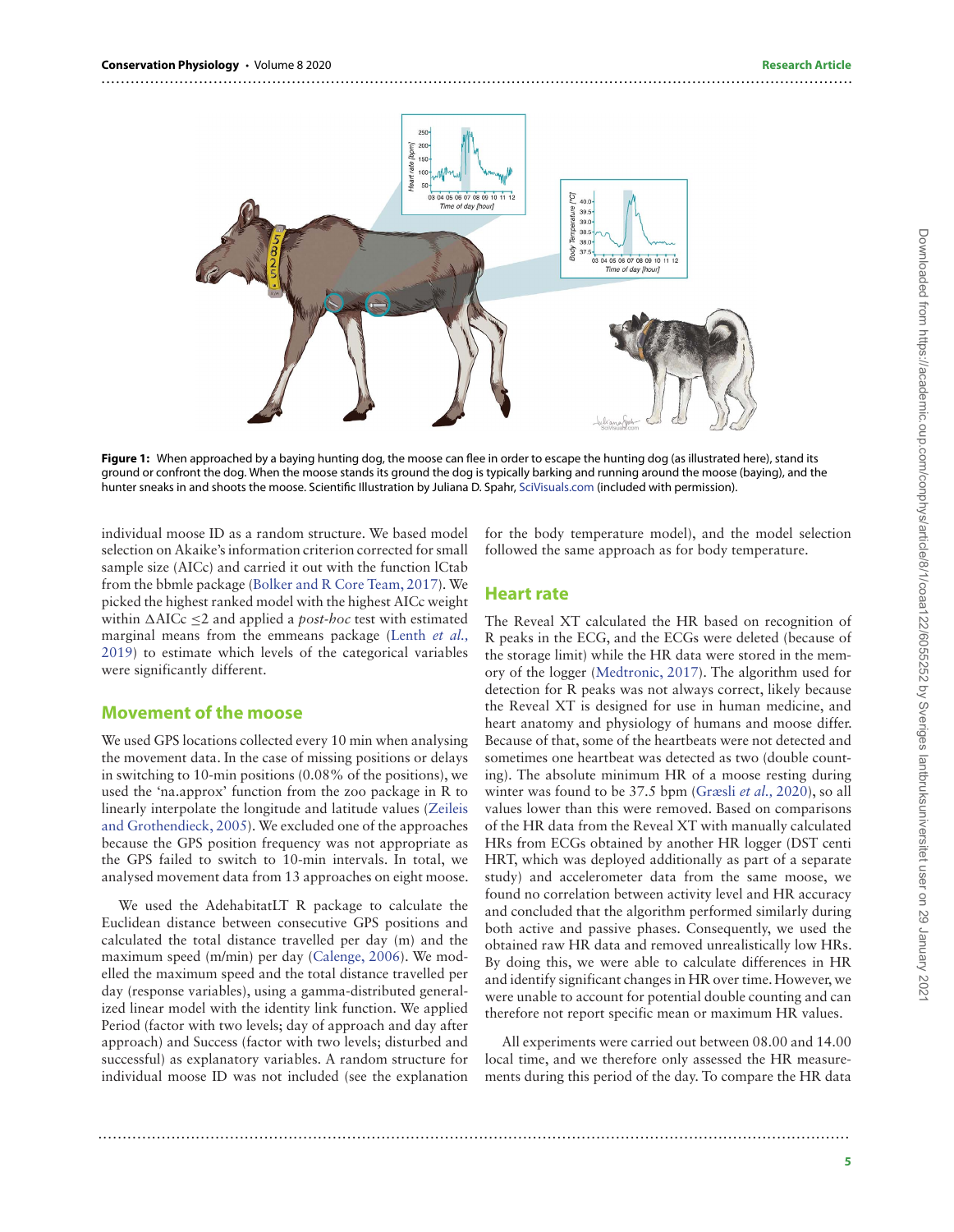**Figure 1:** When approached by a baying hunting dog, the moose can flee in order to escape the hunting dog (as illustrated here), stand its ground or confront the dog. When the moose stands its ground the dog is typically barking and running around the moose (baying), and the hunter sneaks in and shoots the moose. Scientific Illustration by Juliana D. Spahr, SciVisuals.com (included with permission).

individual moose ID as a random structure. We based model selection on Akaike's information criterion corrected for small sample size (AICc) and carried it out with the function lCtab from the bbmle package (Bolker and R Core Team, 2017). We picked the highest ranked model with the highest AICc weight within $\Delta$AICc $\leq$2 and applied a *post-hoc* test with estimated marginal means from the emmeans package (Lenth *et al.*, 2019) to estimate which levels of the categorical variables were significantly different.

## Movement of the moose

We used GPS locations collected every 10 min when analysing the movement data. In the case of missing positions or delays in switching to 10-min positions (0.08% of the positions), we used the 'na.approx' function from the zoo package in R to linearly interpolate the longitude and latitude values (Zeileis and Grothendieck, 2005). We excluded one of the approaches because the GPS position frequency was not appropriate as the GPS failed to switch to 10-min intervals. In total, we analysed movement data from 13 approaches on eight moose.

We used the AdehabitatLT R package to calculate the Euclidean distance between consecutive GPS positions and calculated the total distance travelled per day (m) and the maximum speed (m/min) per day (Calenge, 2006). We modelled the maximum speed and the total distance travelled per day (response variables), using a gamma-distributed generalized linear model with the identity link function. We applied Period (factor with two levels; day of approach and day after approach) and Success (factor with two levels; disturbed and successful) as explanatory variables. A random structure for individual moose ID was not included (see the explanation for the body temperature model), and the model selection followed the same approach as for body temperature.

## Heart rate

The Reveal XT calculated the HR based on recognition of R peaks in the ECG, and the ECGs were deleted (because of the storage limit) while the HR data were stored in the memory of the logger (Medtronic, 2017). The algorithm used for detection for R peaks was not always correct, likely because the Reveal XT is designed for use in human medicine, and heart anatomy and physiology of humans and moose differ. Because of that, some of the heartbeats were not detected and sometimes one heartbeat was detected as two (double counting). The absolute minimum HR of a moose resting during winter was found to be 37.5 bpm (Græsli *et al.*, 2020), so all values lower than this were removed. Based on comparisons of the HR data from the Reveal XT with manually calculated HRs from ECGs obtained by another HR logger (DST centi HRT, which was deployed additionally as part of a separate study) and accelerometer data from the same moose, we found no correlation between activity level and HR accuracy and concluded that the algorithm performed similarly during both active and passive phases. Consequently, we used the obtained raw HR data and removed unrealistically low HRs. By doing this, we were able to calculate differences in HR and identify significant changes in HR over time. However, we were unable to account for potential double counting and can therefore not report specific mean or maximum HR values.

All experiments were carried out between 08.00 and 14.00 local time, and we therefore only assessed the HR measurements during this period of the day. To compare the HR data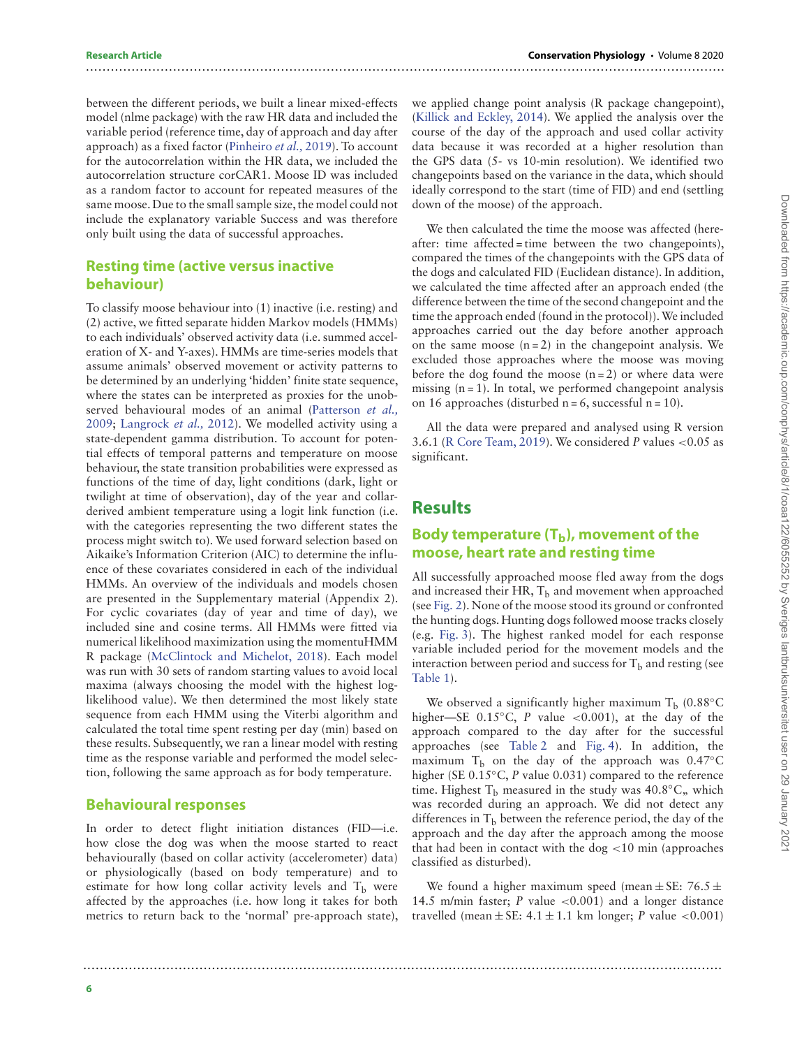between the different periods, we built a linear mixed-effects model (nlme package) with the raw HR data and included the variable period (reference time, day of approach and day after approach) as a fixed factor (Pinheiro *et al.,* 2019). To account for the autocorrelation within the HR data, we included the autocorrelation structure corCAR1. Moose ID was included as a random factor to account for repeated measures of the same moose. Due to the small sample size, the model could not include the explanatory variable Success and was therefore only built using the data of successful approaches.

### Resting time (active versus inactive behaviour)

To classify moose behaviour into (1) inactive (i.e. resting) and (2) active, we fitted separate hidden Markov models (HMMs) to each individuals' observed activity data (i.e. summed acceleration of X- and Y-axes). HMMs are time-series models that assume animals' observed movement or activity patterns to be determined by an underlying 'hidden' finite state sequence, where the states can be interpreted as proxies for the unobserved behavioural modes of an animal (Patterson *et al.,* 2009; Langrock *et al.,* 2012). We modelled activity using a state-dependent gamma distribution. To account for potential effects of temporal patterns and temperature on moose behaviour, the state transition probabilities were expressed as functions of the time of day, light conditions (dark, light or twilight at time of observation), day of the year and collar-derived ambient temperature using a logit link function (i.e. with the categories representing the two different states the process might switch to). We used forward selection based on Aikaike's Information Criterion (AIC) to determine the influence of these covariates considered in each of the individual HMMs. An overview of the individuals and models chosen are presented in the Supplementary material (Appendix 2). For cyclic covariates (day of year and time of day), we included sine and cosine terms. All HMMs were fitted via numerical likelihood maximization using the momentuHMM R package (McClintock and Michelot, 2018). Each model was run with 30 sets of random starting values to avoid local maxima (always choosing the model with the highest log-likelihood value). We then determined the most likely state sequence from each HMM using the Viterbi algorithm and calculated the total time spent resting per day (min) based on these results. Subsequently, we ran a linear model with resting time as the response variable and performed the model selection, following the same approach as for body temperature.

### Behavioural responses

In order to detect flight initiation distances (FID—i.e. how close the dog was when the moose started to react behaviourally (based on collar activity (accelerometer) data) or physiologically (based on body temperature) and to estimate for how long collar activity levels and $T_b$ were affected by the approaches (i.e. how long it takes for both metrics to return back to the 'normal' pre-approach state), we applied change point analysis (R package changepoint), (Killick and Eckley, 2014). We applied the analysis over the course of the day of the approach and used collar activity data because it was recorded at a higher resolution than the GPS data (5- vs 10-min resolution). We identified two changepoints based on the variance in the data, which should ideally correspond to the start (time of FID) and end (settling down of the moose) of the approach.

We then calculated the time the moose was affected (hereafter: time affected = time between the two changepoints), compared the times of the changepoints with the GPS data of the dogs and calculated FID (Euclidean distance). In addition, we calculated the time affected after an approach ended (the difference between the time of the second changepoint and the time the approach ended (found in the protocol)). We included approaches carried out the day before another approach on the same moose (n = 2) in the changepoint analysis. We excluded those approaches where the moose was moving before the dog found the moose (n = 2) or where data were missing (n = 1). In total, we performed changepoint analysis on 16 approaches (disturbed n = 6, successful n = 10).

All the data were prepared and analysed using R version 3.6.1 (R Core Team, 2019). We considered *P* values <0.05 as significant.

## Results

### Body temperature ($T_b$), movement of the moose, heart rate and resting time

All successfully approached moose fled away from the dogs and increased their HR, $T_b$ and movement when approached (see Fig. 2). None of the moose stood its ground or confronted the hunting dogs. Hunting dogs followed moose tracks closely (e.g. Fig. 3). The highest ranked model for each response variable included period for the movement models and the interaction between period and success for $T_b$ and resting (see Table 1).

We observed a significantly higher maximum $T_b$ (0.88°C higher—SE 0.15°C, *P* value <0.001), at the day of the approach compared to the day after for the successful approaches (see Table 2 and Fig. 4). In addition, the maximum $T_b$ on the day of the approach was 0.47°C higher (SE 0.15°C, *P* value 0.031) compared to the reference time. Highest $T_b$ measured in the study was 40.8°C,, which was recorded during an approach. We did not detect any differences in $T_b$ between the reference period, the day of the approach and the day after the approach among the moose that had been in contact with the dog <10 min (approaches classified as disturbed).

We found a higher maximum speed (mean ± SE: 76.5 ± 14.5 m/min faster; *P* value <0.001) and a longer distance travelled (mean ± SE: 4.1 ± 1.1 km longer; *P* value <0.001)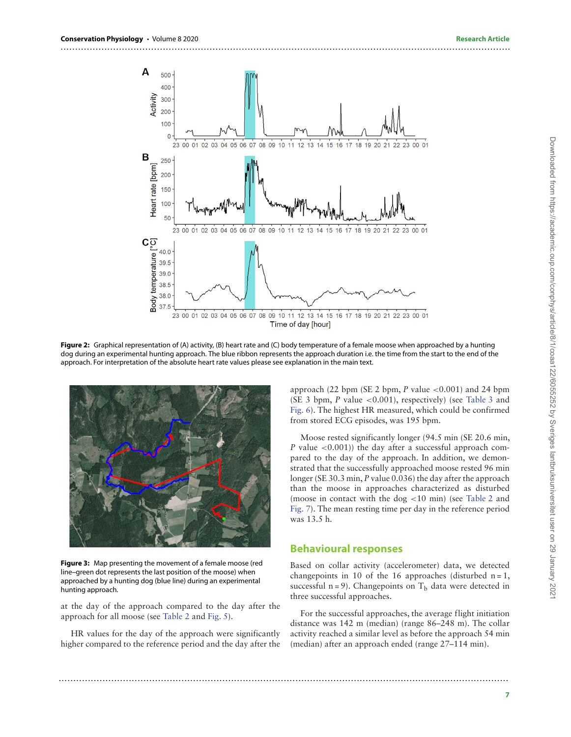**Figure 2:** Graphical representation of (A) activity, (B) heart rate and (C) body temperature of a female moose when approached by a hunting dog during an experimental hunting approach. The blue ribbon represents the approach duration i.e. the time from the start to the end of the approach. For interpretation of the absolute heart rate values please see explanation in the main text.

**Figure 3:** Map presenting the movement of a female moose (red line–green dot represents the last position of the moose) when approached by a hunting dog (blue line) during an experimental hunting approach.

at the day of the approach compared to the day after the approach for all moose (see Table 2 and Fig. 5).

HR values for the day of the approach were significantly higher compared to the reference period and the day after the approach (22 bpm (SE 2 bpm, *P* value <0.001) and 24 bpm (SE 3 bpm, *P* value <0.001), respectively) (see Table 3 and Fig. 6). The highest HR measured, which could be confirmed from stored ECG episodes, was 195 bpm.

Moose rested significantly longer (94.5 min (SE 20.6 min, *P* value <0.001)) the day after a successful approach compared to the day of the approach. In addition, we demonstrated that the successfully approached moose rested 96 min longer (SE 30.3 min, *P* value 0.036) the day after the approach than the moose in approaches characterized as disturbed (moose in contact with the dog <10 min) (see Table 2 and Fig. 7). The mean resting time per day in the reference period was 13.5 h.

## Behavioural responses

Based on collar activity (accelerometer) data, we detected changepoints in 10 of the 16 approaches (disturbed n = 1, successful n = 9). Changepoints on $T_b$ data were detected in three successful approaches.

For the successful approaches, the average flight initiation distance was 142 m (median) (range 86–248 m). The collar activity reached a similar level as before the approach 54 min (median) after an approach ended (range 27–114 min).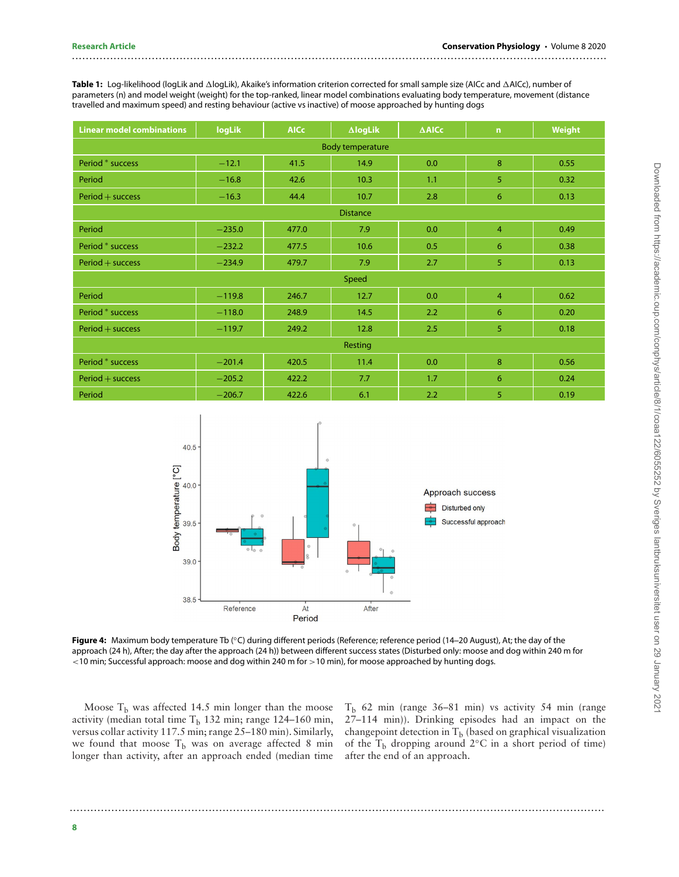**Table 1:** Log-likelihood (logLik and ΔlogLik), Akaike's information criterion corrected for small sample size (AICc and ΔAICc), number of parameters (n) and model weight (weight) for the top-ranked, linear model combinations evaluating body temperature, movement (distance travelled and maximum speed) and resting behaviour (active vs inactive) of moose approached by hunting dogs

| Linear model combinations | logLik | AICc | ΔlogLik | ΔAICc | n | Weight |
|---|---|---|---|---|---|---|
| Body temperature | | | | | | |
| Period * success | −12.1 | 41.5 | 14.9 | 0.0 | 8 | 0.55 |
| Period | −16.8 | 42.6 | 10.3 | 1.1 | 5 | 0.32 |
| Period + success | −16.3 | 44.4 | 10.7 | 2.8 | 6 | 0.13 |
| Distance | | | | | | |
| Period | −235.0 | 477.0 | 7.9 | 0.0 | 4 | 0.49 |
| Period * success | −232.2 | 477.5 | 10.6 | 0.5 | 6 | 0.38 |
| Period + success | −234.9 | 479.7 | 7.9 | 2.7 | 5 | 0.13 |
| Speed | | | | | | |
| Period | −119.8 | 246.7 | 12.7 | 0.0 | 4 | 0.62 |
| Period * success | −118.0 | 248.9 | 14.5 | 2.2 | 6 | 0.20 |
| Period + success | −119.7 | 249.2 | 12.8 | 2.5 | 5 | 0.18 |
| Resting | | | | | | |
| Period * success | −201.4 | 420.5 | 11.4 | 0.0 | 8 | 0.56 |
| Period + success | −205.2 | 422.2 | 7.7 | 1.7 | 6 | 0.24 |
| Period | −206.7 | 422.6 | 6.1 | 2.2 | 5 | 0.19 |

**Figure 4:** Maximum body temperature Tb (°C) during different periods (Reference; reference period (14–20 August), At; the day of the approach (24 h), After; the day after the approach (24 h)) between different success states (Disturbed only: moose and dog within 240 m for <10 min; Successful approach: moose and dog within 240 m for >10 min), for moose approached by hunting dogs.

Moose $T_b$ was affected 14.5 min longer than the moose activity (median total time $T_b$ 132 min; range 124–160 min, versus collar activity 117.5 min; range 25–180 min). Similarly, we found that moose $T_b$ was on average affected 8 min longer than activity, after an approach ended (median time $T_b$ 62 min (range 36–81 min) vs activity 54 min (range 27–114 min)). Drinking episodes had an impact on the changepoint detection in $T_b$ (based on graphical visualization of the $T_b$ dropping around 2°C in a short period of time) after the end of an approach.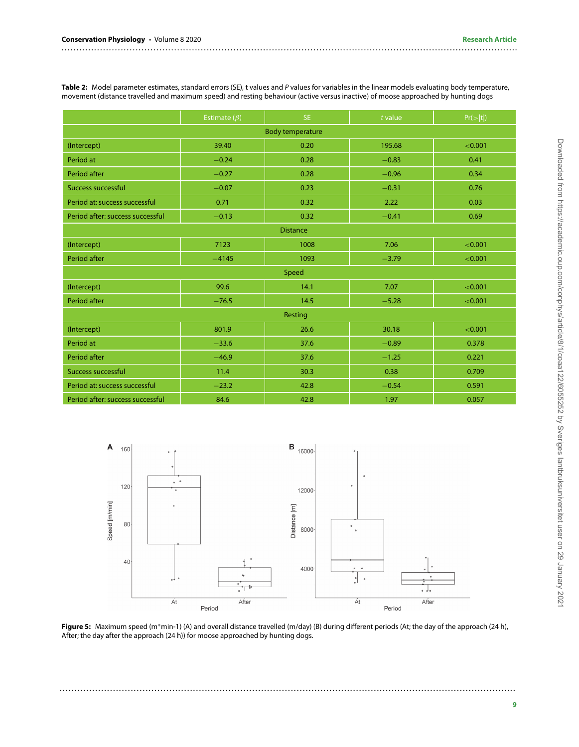**Table 2:** Model parameter estimates, standard errors (SE), t values and *P* values for variables in the linear models evaluating body temperature, movement (distance travelled and maximum speed) and resting behaviour (active versus inactive) of moose approached by hunting dogs

| | Estimate ($\beta$) | SE | *t* value | Pr(>\|t\|) |
|---|---|---|---|---|
| Body temperature | | | | |
| (Intercept) | 39.40 | 0.20 | 195.68 | <0.001 |
| Period at | −0.24 | 0.28 | −0.83 | 0.41 |
| Period after | −0.27 | 0.28 | −0.96 | 0.34 |
| Success successful | −0.07 | 0.23 | −0.31 | 0.76 |
| Period at: success successful | 0.71 | 0.32 | 2.22 | 0.03 |
| Period after: success successful | −0.13 | 0.32 | −0.41 | 0.69 |
| Distance | | | | |
| (Intercept) | 7123 | 1008 | 7.06 | <0.001 |
| Period after | −4145 | 1093 | −3.79 | <0.001 |
| Speed | | | | |
| (Intercept) | 99.6 | 14.1 | 7.07 | <0.001 |
| Period after | −76.5 | 14.5 | −5.28 | <0.001 |
| Resting | | | | |
| (Intercept) | 801.9 | 26.6 | 30.18 | <0.001 |
| Period at | −33.6 | 37.6 | −0.89 | 0.378 |
| Period after | −46.9 | 37.6 | −1.25 | 0.221 |
| Success successful | 11.4 | 30.3 | 0.38 | 0.709 |
| Period at: success successful | −23.2 | 42.8 | −0.54 | 0.591 |
| Period after: success successful | 84.6 | 42.8 | 1.97 | 0.057 |

**Figure 5:** Maximum speed (m*min-1) (A) and overall distance travelled (m/day) (B) during different periods (At; the day of the approach (24 h), After; the day after the approach (24 h)) for moose approached by hunting dogs.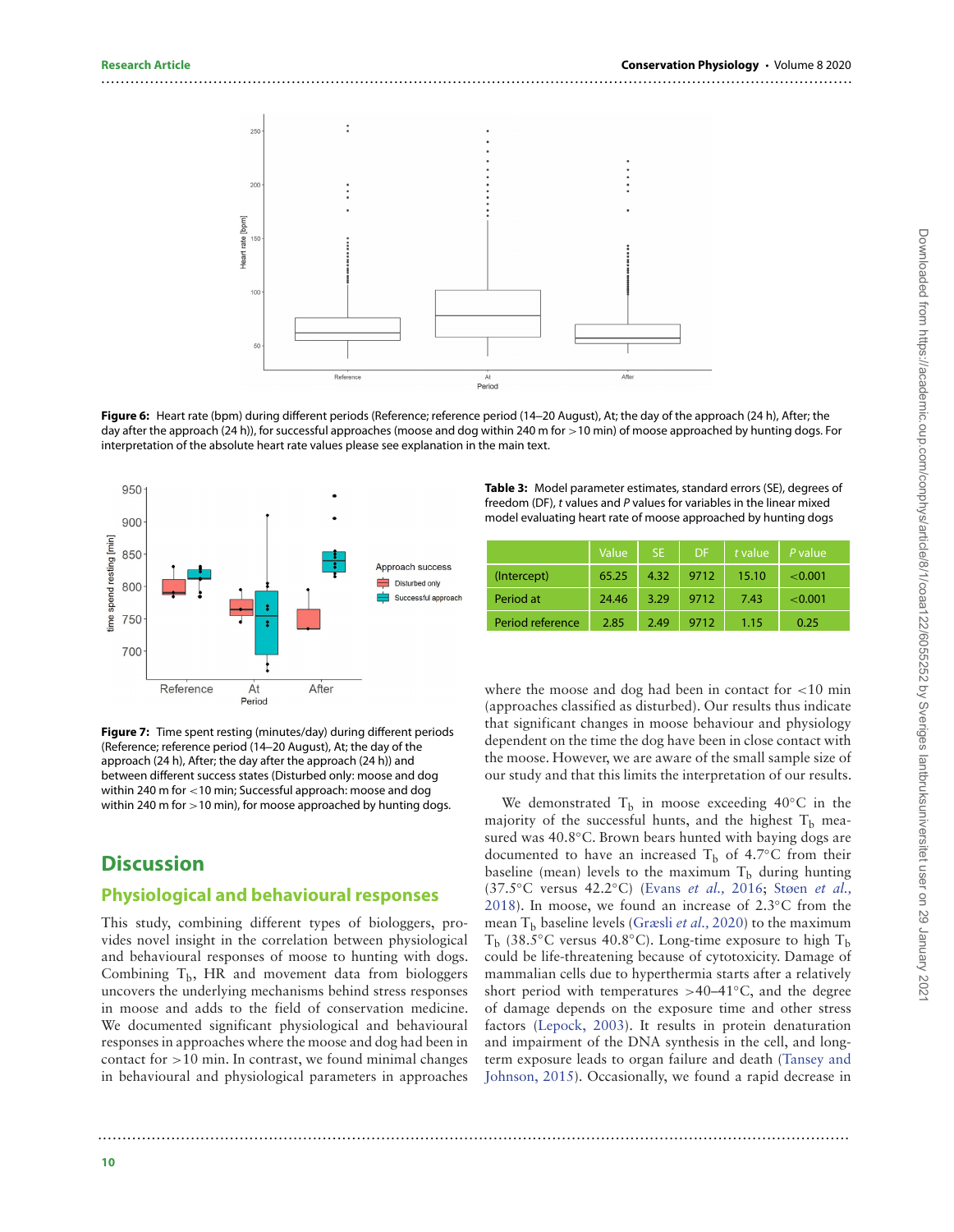Figure 6: Heart rate (bpm) during different periods (Reference; reference period (14–20 August), At; the day of the approach (24 h), After; the day after the approach (24 h)), for successful approaches (moose and dog within 240 m for >10 min) of moose approached by hunting dogs. For interpretation of the absolute heart rate values please see explanation in the main text.

Figure 7: Time spent resting (minutes/day) during different periods (Reference; reference period (14–20 August), At; the day of the approach (24 h), After; the day after the approach (24 h)) and between different success states (Disturbed only: moose and dog within 240 m for <10 min; Successful approach: moose and dog within 240 m for >10 min), for moose approached by hunting dogs.

Table 3: Model parameter estimates, standard errors (SE), degrees of freedom (DF), *t* values and *P* values for variables in the linear mixed model evaluating heart rate of moose approached by hunting dogs

| | Value | SE | DF | *t* value | *P* value |
|---|---|---|---|---|---|
| (Intercept) | 65.25 | 4.32 | 9712 | 15.10 | <0.001 |
| Period at | 24.46 | 3.29 | 9712 | 7.43 | <0.001 |
| Period reference | 2.85 | 2.49 | 9712 | 1.15 | 0.25 |

## Discussion

### Physiological and behavioural responses

This study, combining different types of biologgers, provides novel insight in the correlation between physiological and behavioural responses of moose to hunting with dogs. Combining $T_b$, HR and movement data from biologgers uncovers the underlying mechanisms behind stress responses in moose and adds to the field of conservation medicine. We documented significant physiological and behavioural responses in approaches where the moose and dog had been in contact for >10 min. In contrast, we found minimal changes in behavioural and physiological parameters in approaches where the moose and dog had been in contact for <10 min (approaches classified as disturbed). Our results thus indicate that significant changes in moose behaviour and physiology dependent on the time the dog have been in close contact with the moose. However, we are aware of the small sample size of our study and that this limits the interpretation of our results.

We demonstrated $T_b$ in moose exceeding 40°C in the majority of the successful hunts, and the highest $T_b$ measured was 40.8°C. Brown bears hunted with baying dogs are documented to have an increased $T_b$ of 4.7°C from their baseline (mean) levels to the maximum $T_b$ during hunting (37.5°C versus 42.2°C) (Evans *et al.,* 2016; Støen *et al.,* 2018). In moose, we found an increase of 2.3°C from the mean $T_b$ baseline levels (Græsli *et al.,* 2020) to the maximum $T_b$ (38.5°C versus 40.8°C). Long-time exposure to high $T_b$ could be life-threatening because of cytotoxicity. Damage of mammalian cells due to hyperthermia starts after a relatively short period with temperatures >40–41°C, and the degree of damage depends on the exposure time and other stress factors (Lepock, 2003). It results in protein denaturation and impairment of the DNA synthesis in the cell, and long-term exposure leads to organ failure and death (Tansey and Johnson, 2015). Occasionally, we found a rapid decrease in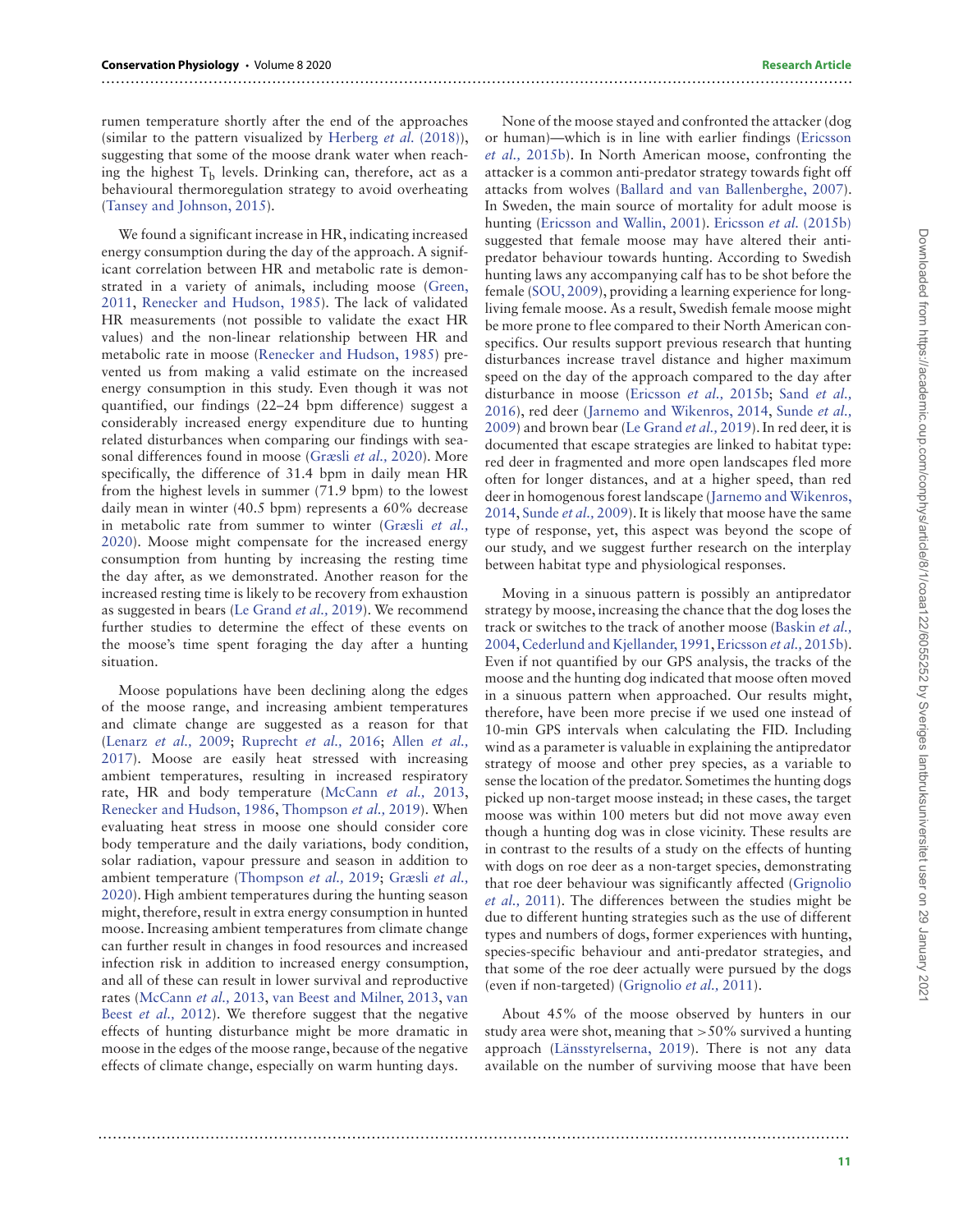rumen temperature shortly after the end of the approaches (similar to the pattern visualized by Herberg *et al.* (2018)), suggesting that some of the moose drank water when reaching the highest $T_b$ levels. Drinking can, therefore, act as a behavioural thermoregulation strategy to avoid overheating (Tansey and Johnson, 2015).

We found a significant increase in HR, indicating increased energy consumption during the day of the approach. A significant correlation between HR and metabolic rate is demonstrated in a variety of animals, including moose (Green, 2011, Renecker and Hudson, 1985). The lack of validated HR measurements (not possible to validate the exact HR values) and the non-linear relationship between HR and metabolic rate in moose (Renecker and Hudson, 1985) prevented us from making a valid estimate on the increased energy consumption in this study. Even though it was not quantified, our findings (22–24 bpm difference) suggest a considerably increased energy expenditure due to hunting related disturbances when comparing our findings with seasonal differences found in moose (Græsli *et al.,* 2020). More specifically, the difference of 31.4 bpm in daily mean HR from the highest levels in summer (71.9 bpm) to the lowest daily mean in winter (40.5 bpm) represents a 60% decrease in metabolic rate from summer to winter (Græsli *et al.,* 2020). Moose might compensate for the increased energy consumption from hunting by increasing the resting time the day after, as we demonstrated. Another reason for the increased resting time is likely to be recovery from exhaustion as suggested in bears (Le Grand *et al.,* 2019). We recommend further studies to determine the effect of these events on the moose's time spent foraging the day after a hunting situation.

Moose populations have been declining along the edges of the moose range, and increasing ambient temperatures and climate change are suggested as a reason for that (Lenarz *et al.,* 2009; Ruprecht *et al.,* 2016; Allen *et al.,* 2017). Moose are easily heat stressed with increasing ambient temperatures, resulting in increased respiratory rate, HR and body temperature (McCann *et al.,* 2013, Renecker and Hudson, 1986, Thompson *et al.,* 2019). When evaluating heat stress in moose one should consider core body temperature and the daily variations, body condition, solar radiation, vapour pressure and season in addition to ambient temperature (Thompson *et al.,* 2019; Græsli *et al.,* 2020). High ambient temperatures during the hunting season might, therefore, result in extra energy consumption in hunted moose. Increasing ambient temperatures from climate change can further result in changes in food resources and increased infection risk in addition to increased energy consumption, and all of these can result in lower survival and reproductive rates (McCann *et al.,* 2013, van Beest and Milner, 2013, van Beest *et al.,* 2012). We therefore suggest that the negative effects of hunting disturbance might be more dramatic in moose in the edges of the moose range, because of the negative effects of climate change, especially on warm hunting days.

None of the moose stayed and confronted the attacker (dog or human)—which is in line with earlier findings (Ericsson *et al.,* 2015b). In North American moose, confronting the attacker is a common anti-predator strategy towards fight off attacks from wolves (Ballard and van Ballenberghe, 2007). In Sweden, the main source of mortality for adult moose is hunting (Ericsson and Wallin, 2001). Ericsson *et al.* (2015b) suggested that female moose may have altered their anti-predator behaviour towards hunting. According to Swedish hunting laws any accompanying calf has to be shot before the female (SOU, 2009), providing a learning experience for long-living female moose. As a result, Swedish female moose might be more prone to flee compared to their North American conspecifics. Our results support previous research that hunting disturbances increase travel distance and higher maximum speed on the day of the approach compared to the day after disturbance in moose (Ericsson *et al.,* 2015b; Sand *et al.,* 2016), red deer (Jarnemo and Wikenros, 2014, Sunde *et al.,* 2009) and brown bear (Le Grand *et al.,* 2019). In red deer, it is documented that escape strategies are linked to habitat type: red deer in fragmented and more open landscapes fled more often for longer distances, and at a higher speed, than red deer in homogenous forest landscape (Jarnemo and Wikenros, 2014, Sunde *et al.,* 2009). It is likely that moose have the same type of response, yet, this aspect was beyond the scope of our study, and we suggest further research on the interplay between habitat type and physiological responses.

Moving in a sinuous pattern is possibly an antipredator strategy by moose, increasing the chance that the dog loses the track or switches to the track of another moose (Baskin *et al.,* 2004, Cederlund and Kjellander, 1991, Ericsson *et al.,* 2015b). Even if not quantified by our GPS analysis, the tracks of the moose and the hunting dog indicated that moose often moved in a sinuous pattern when approached. Our results might, therefore, have been more precise if we used one instead of 10-min GPS intervals when calculating the FID. Including wind as a parameter is valuable in explaining the antipredator strategy of moose and other prey species, as a variable to sense the location of the predator. Sometimes the hunting dogs picked up non-target moose instead; in these cases, the target moose was within 100 meters but did not move away even though a hunting dog was in close vicinity. These results are in contrast to the results of a study on the effects of hunting with dogs on roe deer as a non-target species, demonstrating that roe deer behaviour was significantly affected (Grignolio *et al.,* 2011). The differences between the studies might be due to different hunting strategies such as the use of different types and numbers of dogs, former experiences with hunting, species-specific behaviour and anti-predator strategies, and that some of the roe deer actually were pursued by the dogs (even if non-targeted) (Grignolio *et al.,* 2011).

About 45% of the moose observed by hunters in our study area were shot, meaning that >50% survived a hunting approach (Länsstyrelserna, 2019). There is not any data available on the number of surviving moose that have been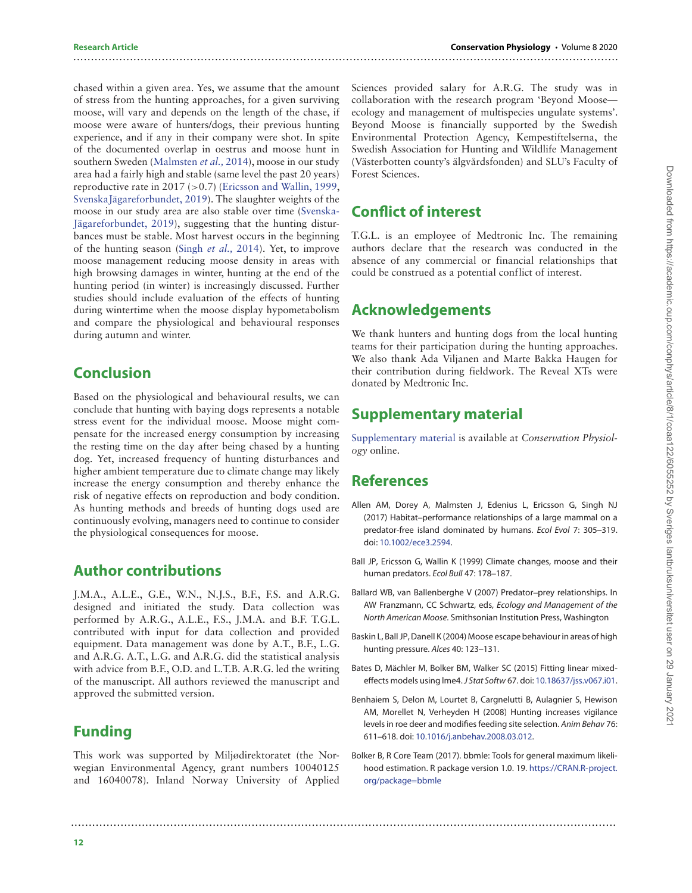chased within a given area. Yes, we assume that the amount of stress from the hunting approaches, for a given surviving moose, will vary and depends on the length of the chase, if moose were aware of hunters/dogs, their previous hunting experience, and if any in their company were shot. In spite of the documented overlap in oestrus and moose hunt in southern Sweden (Malmsten *et al.,* 2014), moose in our study area had a fairly high and stable (same level the past 20 years) reproductive rate in 2017 (>0.7) (Ericsson and Wallin, 1999, SvenskaJägareforbundet, 2019). The slaughter weights of the moose in our study area are also stable over time (Svenska-Jägareforbundet, 2019), suggesting that the hunting disturbances must be stable. Most harvest occurs in the beginning of the hunting season (Singh *et al.,* 2014). Yet, to improve moose management reducing moose density in areas with high browsing damages in winter, hunting at the end of the hunting period (in winter) is increasingly discussed. Further studies should include evaluation of the effects of hunting during wintertime when the moose display hypometabolism and compare the physiological and behavioural responses during autumn and winter.

## Conclusion

Based on the physiological and behavioural results, we can conclude that hunting with baying dogs represents a notable stress event for the individual moose. Moose might compensate for the increased energy consumption by increasing the resting time on the day after being chased by a hunting dog. Yet, increased frequency of hunting disturbances and higher ambient temperature due to climate change may likely increase the energy consumption and thereby enhance the risk of negative effects on reproduction and body condition. As hunting methods and breeds of hunting dogs used are continuously evolving, managers need to continue to consider the physiological consequences for moose.

## Author contributions

J.M.A., A.L.E., G.E., W.N., N.J.S., B.F., F.S. and A.R.G. designed and initiated the study. Data collection was performed by A.R.G., A.L.E., F.S., J.M.A. and B.F. T.G.L. contributed with input for data collection and provided equipment. Data management was done by A.T., B.F., L.G. and A.R.G. A.T., L.G. and A.R.G. did the statistical analysis with advice from B.F., O.D. and L.T.B. A.R.G. led the writing of the manuscript. All authors reviewed the manuscript and approved the submitted version.

## Funding

This work was supported by Miljødirektoratet (the Norwegian Environmental Agency, grant numbers 10040125 and 16040078). Inland Norway University of Applied Sciences provided salary for A.R.G. The study was in collaboration with the research program 'Beyond Moose—ecology and management of multispecies ungulate systems'. Beyond Moose is financially supported by the Swedish Environmental Protection Agency, Kempestiftelserna, the Swedish Association for Hunting and Wildlife Management (Västerbotten county's älgvårdsfonden) and SLU's Faculty of Forest Sciences.

## Conflict of interest

T.G.L. is an employee of Medtronic Inc. The remaining authors declare that the research was conducted in the absence of any commercial or financial relationships that could be construed as a potential conflict of interest.

## Acknowledgements

We thank hunters and hunting dogs from the local hunting teams for their participation during the hunting approaches. We also thank Ada Viljanen and Marte Bakka Haugen for their contribution during fieldwork. The Reveal XTs were donated by Medtronic Inc.

## Supplementary material

Supplementary material is available at *Conservation Physiology* online.

## References

Allen AM, Dorey A, Malmsten J, Edenius L, Ericsson G, Singh NJ (2017) Habitat–performance relationships of a large mammal on a predator-free island dominated by humans. *Ecol Evol* 7: 305–319. doi: 10.1002/ece3.2594.

Ball JP, Ericsson G, Wallin K (1999) Climate changes, moose and their human predators. *Ecol Bull* 47: 178–187.

Ballard WB, van Ballenberghe V (2007) Predator–prey relationships. In AW Franzmann, CC Schwartz, eds, *Ecology and Management of the North American Moose*. Smithsonian Institution Press, Washington

Baskin L, Ball JP, Danell K (2004) Moose escape behaviour in areas of high hunting pressure. *Alces* 40: 123–131.

Bates D, Mächler M, Bolker BM, Walker SC (2015) Fitting linear mixed-effects models using lme4. *J Stat Softw* 67. doi: 10.18637/jss.v067.i01.

Benhaiem S, Delon M, Lourtet B, Cargnelutti B, Aulagnier S, Hewison AM, Morellet N, Verheyden H (2008) Hunting increases vigilance levels in roe deer and modifies feeding site selection. *Anim Behav* 76: 611–618. doi: 10.1016/j.anbehav.2008.03.012.

Bolker B, R Core Team (2017). bbmle: Tools for general maximum likelihood estimation. R package version 1.0. 19. https://CRAN.R-project.org/package=bbmle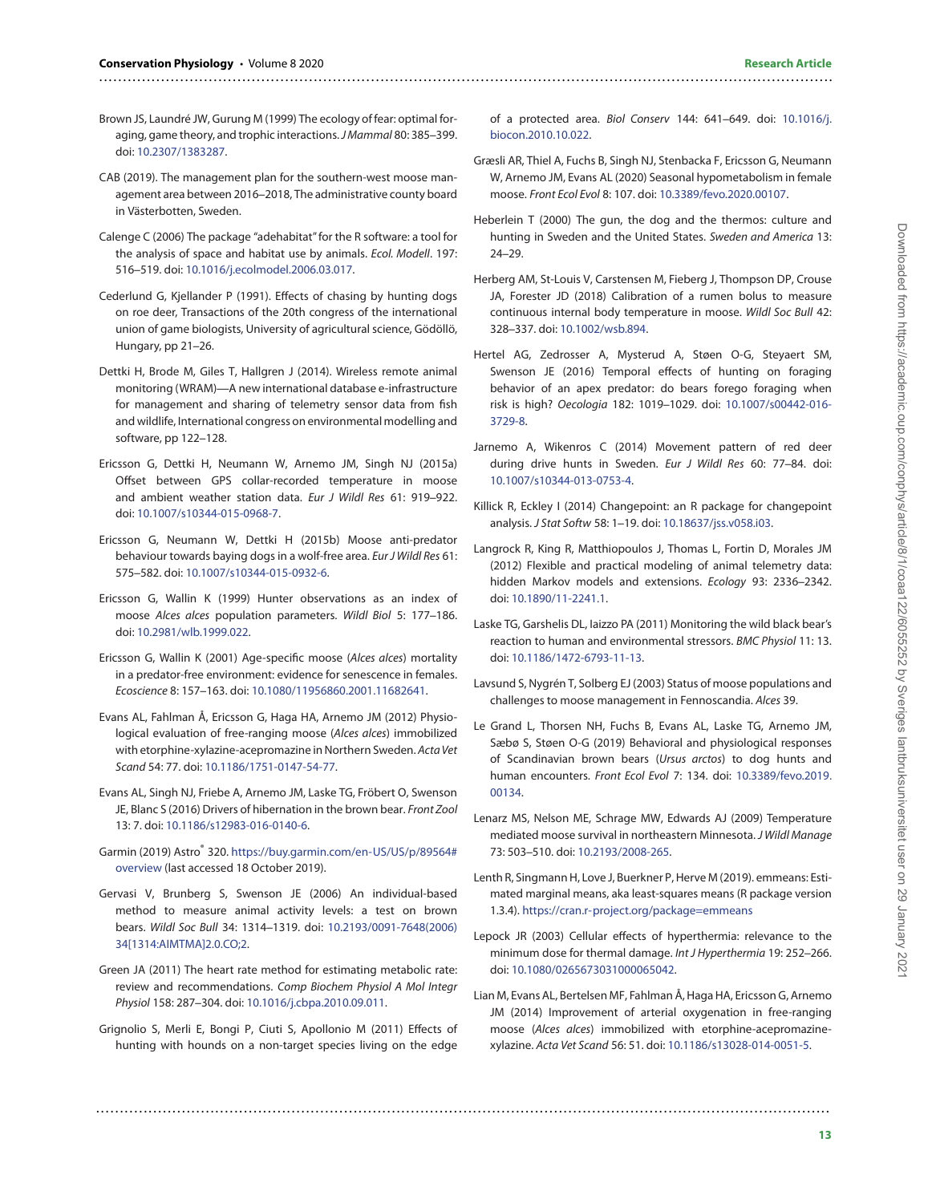Brown JS, Laundré JW, Gurung M (1999) The ecology of fear: optimal foraging, game theory, and trophic interactions. *J Mammal* 80: 385–399. doi: 10.2307/1383287.

CAB (2019). The management plan for the southern-west moose management area between 2016–2018, The administrative county board in Västerbotten, Sweden.

Calenge C (2006) The package "adehabitat" for the R software: a tool for the analysis of space and habitat use by animals. *Ecol. Modell*. 197: 516–519. doi: 10.1016/j.ecolmodel.2006.03.017.

Cederlund G, Kjellander P (1991). Effects of chasing by hunting dogs on roe deer, Transactions of the 20th congress of the international union of game biologists, University of agricultural science, Gödöllö, Hungary, pp 21–26.

Dettki H, Brode M, Giles T, Hallgren J (2014). Wireless remote animal monitoring (WRAM)—A new international database e-infrastructure for management and sharing of telemetry sensor data from fish and wildlife, International congress on environmental modelling and software, pp 122–128.

Ericsson G, Dettki H, Neumann W, Arnemo JM, Singh NJ (2015a) Offset between GPS collar-recorded temperature in moose and ambient weather station data. *Eur J Wildl Res* 61: 919–922. doi: 10.1007/s10344-015-0968-7.

Ericsson G, Neumann W, Dettki H (2015b) Moose anti-predator behaviour towards baying dogs in a wolf-free area. *Eur J Wildl Res* 61: 575–582. doi: 10.1007/s10344-015-0932-6.

Ericsson G, Wallin K (1999) Hunter observations as an index of moose *Alces alces* population parameters. *Wildl Biol* 5: 177–186. doi: 10.2981/wlb.1999.022.

Ericsson G, Wallin K (2001) Age-specific moose (*Alces alces*) mortality in a predator-free environment: evidence for senescence in females. *Ecoscience* 8: 157–163. doi: 10.1080/11956860.2001.11682641.

Evans AL, Fahlman Å, Ericsson G, Haga HA, Arnemo JM (2012) Physiological evaluation of free-ranging moose (*Alces alces*) immobilized with etorphine-xylazine-acepromazine in Northern Sweden. *Acta Vet Scand* 54: 77. doi: 10.1186/1751-0147-54-77.

Evans AL, Singh NJ, Friebe A, Arnemo JM, Laske TG, Fröbert O, Swenson JE, Blanc S (2016) Drivers of hibernation in the brown bear. *Front Zool* 13: 7. doi: 10.1186/s12983-016-0140-6.

Garmin (2019) Astro® 320. https://buy.garmin.com/en-US/US/p/89564#overview (last accessed 18 October 2019).

Gervasi V, Brunberg S, Swenson JE (2006) An individual-based method to measure animal activity levels: a test on brown bears. *Wildl Soc Bull* 34: 1314–1319. doi: 10.2193/0091-7648(2006)34[1314:AIMTMA]2.0.CO;2.

Green JA (2011) The heart rate method for estimating metabolic rate: review and recommendations. *Comp Biochem Physiol A Mol Integr Physiol* 158: 287–304. doi: 10.1016/j.cbpa.2010.09.011.

Grignolio S, Merli E, Bongi P, Ciuti S, Apollonio M (2011) Effects of hunting with hounds on a non-target species living on the edge of a protected area. *Biol Conserv* 144: 641–649. doi: 10.1016/j.biocon.2010.10.022.

Græsli AR, Thiel A, Fuchs B, Singh NJ, Stenbacka F, Ericsson G, Neumann W, Arnemo JM, Evans AL (2020) Seasonal hypometabolism in female moose. *Front Ecol Evol* 8: 107. doi: 10.3389/fevo.2020.00107.

Heberlein T (2000) The gun, the dog and the thermos: culture and hunting in Sweden and the United States. *Sweden and America* 13: 24–29.

Herberg AM, St-Louis V, Carstensen M, Fieberg J, Thompson DP, Crouse JA, Forester JD (2018) Calibration of a rumen bolus to measure continuous internal body temperature in moose. *Wildl Soc Bull* 42: 328–337. doi: 10.1002/wsb.894.

Hertel AG, Zedrosser A, Mysterud A, Støen O-G, Steyaert SM, Swenson JE (2016) Temporal effects of hunting on foraging behavior of an apex predator: do bears forego foraging when risk is high? *Oecologia* 182: 1019–1029. doi: 10.1007/s00442-016-3729-8.

Jarnemo A, Wikenros C (2014) Movement pattern of red deer during drive hunts in Sweden. *Eur J Wildl Res* 60: 77–84. doi: 10.1007/s10344-013-0753-4.

Killick R, Eckley I (2014) Changepoint: an R package for changepoint analysis. *J Stat Softw* 58: 1–19. doi: 10.18637/jss.v058.i03.

Langrock R, King R, Matthiopoulos J, Thomas L, Fortin D, Morales JM (2012) Flexible and practical modeling of animal telemetry data: hidden Markov models and extensions. *Ecology* 93: 2336–2342. doi: 10.1890/11-2241.1.

Laske TG, Garshelis DL, Iaizzo PA (2011) Monitoring the wild black bear's reaction to human and environmental stressors. *BMC Physiol* 11: 13. doi: 10.1186/1472-6793-11-13.

Lavsund S, Nygrén T, Solberg EJ (2003) Status of moose populations and challenges to moose management in Fennoscandia. *Alces* 39.

Le Grand L, Thorsen NH, Fuchs B, Evans AL, Laske TG, Arnemo JM, Sæbø S, Støen O-G (2019) Behavioral and physiological responses of Scandinavian brown bears (*Ursus arctos*) to dog hunts and human encounters. *Front Ecol Evol* 7: 134. doi: 10.3389/fevo.2019.00134.

Lenarz MS, Nelson ME, Schrage MW, Edwards AJ (2009) Temperature mediated moose survival in northeastern Minnesota. *J Wildl Manage* 73: 503–510. doi: 10.2193/2008-265.

Lenth R, Singmann H, Love J, Buerkner P, Herve M (2019). emmeans: Estimated marginal means, aka least-squares means (R package version 1.3.4). https://cran.r-project.org/package=emmeans

Lepock JR (2003) Cellular effects of hyperthermia: relevance to the minimum dose for thermal damage. *Int J Hyperthermia* 19: 252–266. doi: 10.1080/0265673031000065042.

Lian M, Evans AL, Bertelsen MF, Fahlman Å, Haga HA, Ericsson G, Arnemo JM (2014) Improvement of arterial oxygenation in free-ranging moose (*Alces alces*) immobilized with etorphine-acepromazine-xylazine. *Acta Vet Scand* 56: 51. doi: 10.1186/s13028-014-0051-5.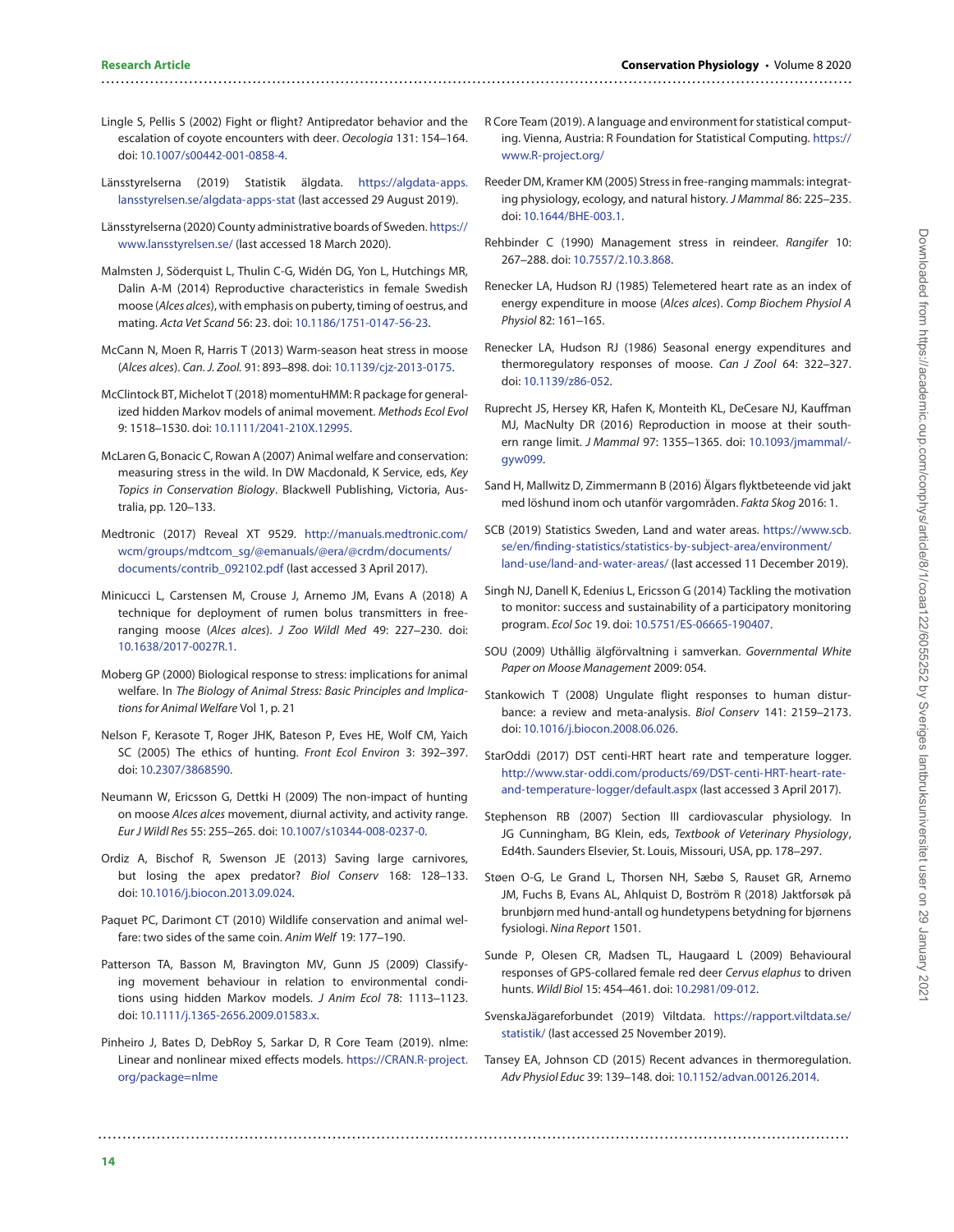Lingle S, Pellis S (2002) Fight or flight? Antipredator behavior and the escalation of coyote encounters with deer. *Oecologia* 131: 154–164. doi: 10.1007/s00442-001-0858-4.

Länsstyrelserna (2019) Statistik älgdata. https://algdata-apps.lansstyrelsen.se/algdata-apps-stat (last accessed 29 August 2019).

Länsstyrelserna (2020) County administrative boards of Sweden. https://www.lansstyrelsen.se/ (last accessed 18 March 2020).

Malmsten J, Söderquist L, Thulin C-G, Widén DG, Yon L, Hutchings MR, Dalin A-M (2014) Reproductive characteristics in female Swedish moose (*Alces alces*), with emphasis on puberty, timing of oestrus, and mating. *Acta Vet Scand* 56: 23. doi: 10.1186/1751-0147-56-23.

McCann N, Moen R, Harris T (2013) Warm-season heat stress in moose (*Alces alces*). *Can. J. Zool.* 91: 893–898. doi: 10.1139/cjz-2013-0175.

McClintock BT, Michelot T (2018) momentuHMM: R package for generalized hidden Markov models of animal movement. *Methods Ecol Evol* 9: 1518–1530. doi: 10.1111/2041-210X.12995.

McLaren G, Bonacic C, Rowan A (2007) Animal welfare and conservation: measuring stress in the wild. In DW Macdonald, K Service, eds, *Key Topics in Conservation Biology*. Blackwell Publishing, Victoria, Australia, pp. 120–133.

Medtronic (2017) Reveal XT 9529. http://manuals.medtronic.com/wcm/groups/mdtcom_sg/@emanuals/@era/@crdm/documents/documents/contrib_092102.pdf (last accessed 3 April 2017).

Minicucci L, Carstensen M, Crouse J, Arnemo JM, Evans A (2018) A technique for deployment of rumen bolus transmitters in free-ranging moose (*Alces alces*). *J Zoo Wildl Med* 49: 227–230. doi: 10.1638/2017-0027R.1.

Moberg GP (2000) Biological response to stress: implications for animal welfare. In *The Biology of Animal Stress: Basic Principles and Implications for Animal Welfare* Vol 1, p. 21

Nelson F, Kerasote T, Roger JHK, Bateson P, Eves HE, Wolf CM, Yaich SC (2005) The ethics of hunting. *Front Ecol Environ* 3: 392–397. doi: 10.2307/3868590.

Neumann W, Ericsson G, Dettki H (2009) The non-impact of hunting on moose *Alces alces* movement, diurnal activity, and activity range. *Eur J Wildl Res* 55: 255–265. doi: 10.1007/s10344-008-0237-0.

Ordiz A, Bischof R, Swenson JE (2013) Saving large carnivores, but losing the apex predator? *Biol Conserv* 168: 128–133. doi: 10.1016/j.biocon.2013.09.024.

Paquet PC, Darimont CT (2010) Wildlife conservation and animal welfare: two sides of the same coin. *Anim Welf* 19: 177–190.

Patterson TA, Basson M, Bravington MV, Gunn JS (2009) Classifying movement behaviour in relation to environmental conditions using hidden Markov models. *J Anim Ecol* 78: 1113–1123. doi: 10.1111/j.1365-2656.2009.01583.x.

Pinheiro J, Bates D, DebRoy S, Sarkar D, R Core Team (2019). nlme: Linear and nonlinear mixed effects models. https://CRAN.R-project.org/package=nlme

R Core Team (2019). A language and environment for statistical computing. Vienna, Austria: R Foundation for Statistical Computing. https://www.R-project.org/

Reeder DM, Kramer KM (2005) Stress in free-ranging mammals: integrating physiology, ecology, and natural history. *J Mammal* 86: 225–235. doi: 10.1644/BHE-003.1.

Rehbinder C (1990) Management stress in reindeer. *Rangifer* 10: 267–288. doi: 10.7557/2.10.3.868.

Renecker LA, Hudson RJ (1985) Telemetered heart rate as an index of energy expenditure in moose (*Alces alces*). *Comp Biochem Physiol A Physiol* 82: 161–165.

Renecker LA, Hudson RJ (1986) Seasonal energy expenditures and thermoregulatory responses of moose. *Can J Zool* 64: 322–327. doi: 10.1139/z86-052.

Ruprecht JS, Hersey KR, Hafen K, Monteith KL, DeCesare NJ, Kauffman MJ, MacNulty DR (2016) Reproduction in moose at their southern range limit. *J Mammal* 97: 1355–1365. doi: 10.1093/jmammal/gyw099.

Sand H, Mallwitz D, Zimmermann B (2016) Älgars flyktbeteende vid jakt med löshund inom och utanför vargområden. *Fakta Skog* 2016: 1.

SCB (2019) Statistics Sweden, Land and water areas. https://www.scb.se/en/finding-statistics/statistics-by-subject-area/environment/land-use/land-and-water-areas/ (last accessed 11 December 2019).

Singh NJ, Danell K, Edenius L, Ericsson G (2014) Tackling the motivation to monitor: success and sustainability of a participatory monitoring program. *Ecol Soc* 19. doi: 10.5751/ES-06665-190407.

SOU (2009) Uthållig älgförvaltning i samverkan. *Governmental White Paper on Moose Management* 2009: 054.

Stankowich T (2008) Ungulate flight responses to human disturbance: a review and meta-analysis. *Biol Conserv* 141: 2159–2173. doi: 10.1016/j.biocon.2008.06.026.

StarOddi (2017) DST centi-HRT heart rate and temperature logger. http://www.star-oddi.com/products/69/DST-centi-HRT-heart-rate-and-temperature-logger/default.aspx (last accessed 3 April 2017).

Stephenson RB (2007) Section III cardiovascular physiology. In JG Cunningham, BG Klein, eds, *Textbook of Veterinary Physiology*, Ed4th. Saunders Elsevier, St. Louis, Missouri, USA, pp. 178–297.

Støen O-G, Le Grand L, Thorsen NH, Sæbø S, Rauset GR, Arnemo JM, Fuchs B, Evans AL, Ahlquist D, Boström R (2018) Jaktforsøk på brunbjørn med hund-antall og hundetypens betydning for bjørnens fysiologi. *Nina Report* 1501.

Sunde P, Olesen CR, Madsen TL, Haugaard L (2009) Behavioural responses of GPS-collared female red deer *Cervus elaphus* to driven hunts. *Wildl Biol* 15: 454–461. doi: 10.2981/09-012.

SvenskaJägareforbundet (2019) Viltdata. https://rapport.viltdata.se/statistik/ (last accessed 25 November 2019).

Tansey EA, Johnson CD (2015) Recent advances in thermoregulation. *Adv Physiol Educ* 39: 139–148. doi: 10.1152/advan.00126.2014.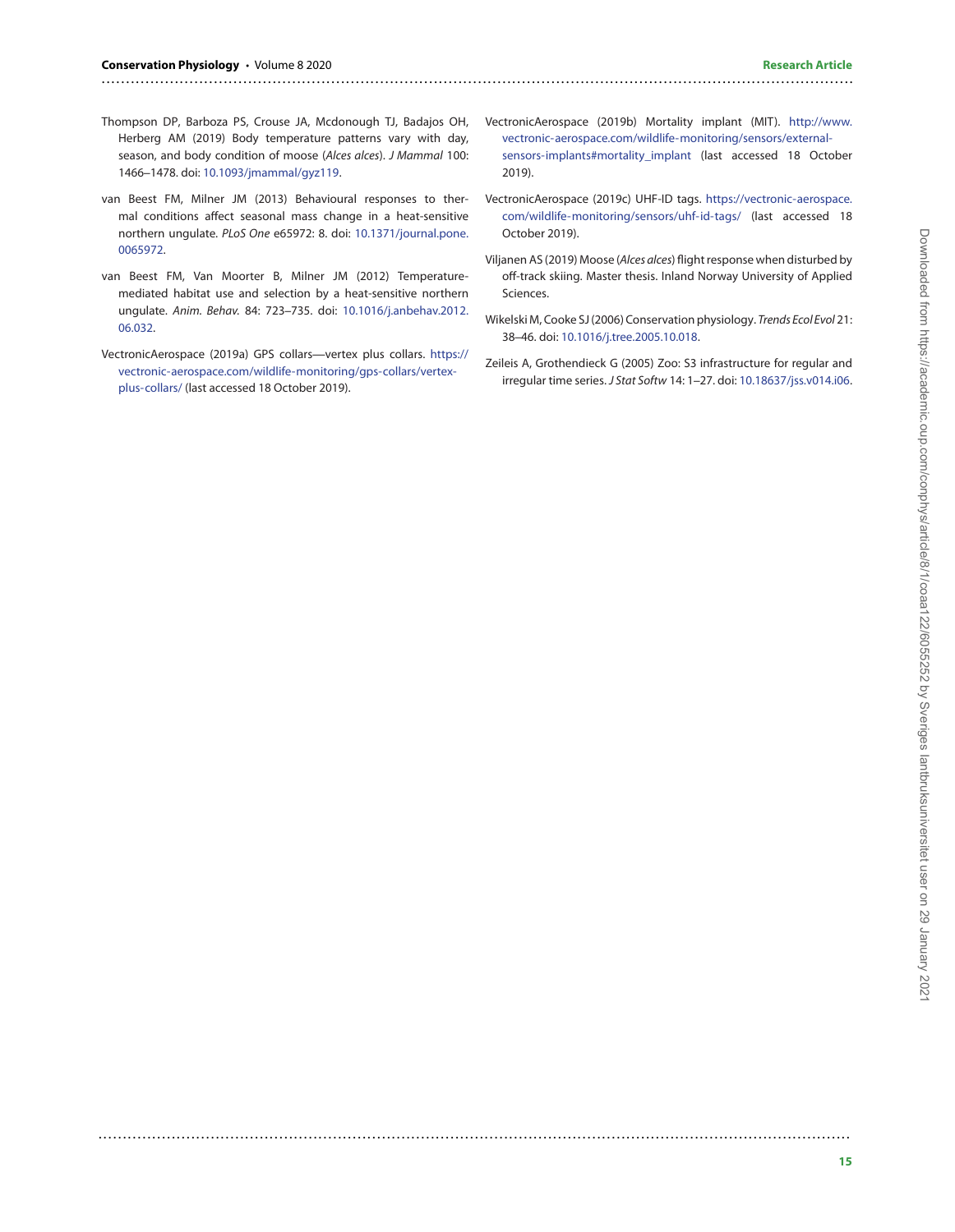Thompson DP, Barboza PS, Crouse JA, Mcdonough TJ, Badajos OH, Herberg AM (2019) Body temperature patterns vary with day, season, and body condition of moose (*Alces alces*). *J Mammal* 100: 1466–1478. doi: 10.1093/jmammal/gyz119.

van Beest FM, Milner JM (2013) Behavioural responses to thermal conditions affect seasonal mass change in a heat-sensitive northern ungulate. *PLoS One* e65972: 8. doi: 10.1371/journal.pone.0065972.

van Beest FM, Van Moorter B, Milner JM (2012) Temperature-mediated habitat use and selection by a heat-sensitive northern ungulate. *Anim. Behav.* 84: 723–735. doi: 10.1016/j.anbehav.2012.06.032.

VectronicAerospace (2019a) GPS collars—vertex plus collars. https://vectronic-aerospace.com/wildlife-monitoring/gps-collars/vertex-plus-collars/ (last accessed 18 October 2019).

VectronicAerospace (2019b) Mortality implant (MIT). http://www.vectronic-aerospace.com/wildlife-monitoring/sensors/external-sensors-implants#mortality_implant (last accessed 18 October 2019).

VectronicAerospace (2019c) UHF-ID tags. https://vectronic-aerospace.com/wildlife-monitoring/sensors/uhf-id-tags/ (last accessed 18 October 2019).

Viljanen AS (2019) Moose (*Alces alces*) flight response when disturbed by off-track skiing. Master thesis. Inland Norway University of Applied Sciences.

Wikelski M, Cooke SJ (2006) Conservation physiology. *Trends Ecol Evol* 21: 38–46. doi: 10.1016/j.tree.2005.10.018.

Zeileis A, Grothendieck G (2005) Zoo: S3 infrastructure for regular and irregular time series. *J Stat Softw* 14: 1–27. doi: 10.18637/jss.v014.i06.